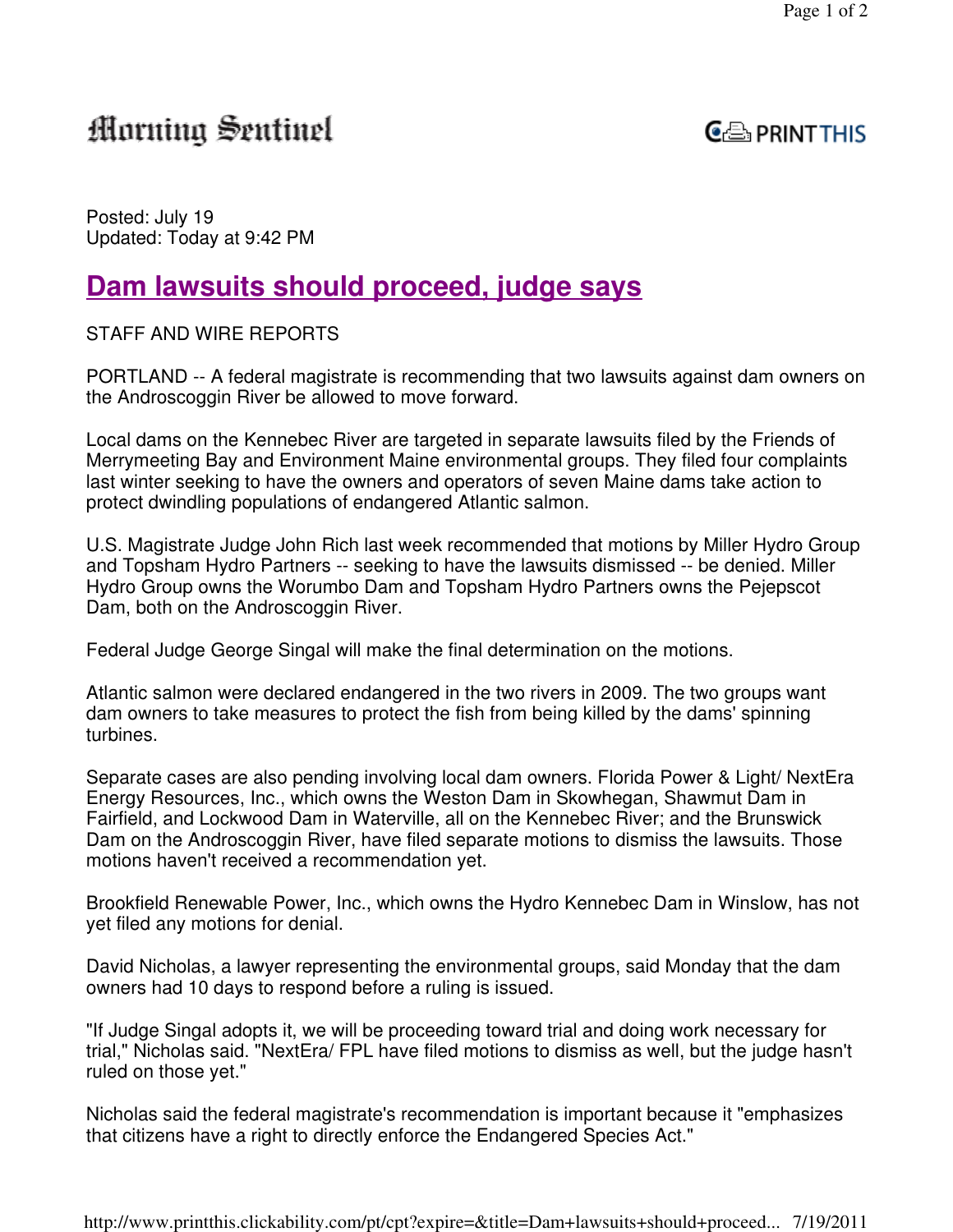Morning Sentinel

Posted: July 19
Updated: Today at 9:42 PM

# Dam lawsuits should proceed, judge says

STAFF AND WIRE REPORTS

PORTLAND -- A federal magistrate is recommending that two lawsuits against dam owners on the Androscoggin River be allowed to move forward.

Local dams on the Kennebec River are targeted in separate lawsuits filed by the Friends of Merrymeeting Bay and Environment Maine environmental groups. They filed four complaints last winter seeking to have the owners and operators of seven Maine dams take action to protect dwindling populations of endangered Atlantic salmon.

U.S. Magistrate Judge John Rich last week recommended that motions by Miller Hydro Group and Topsham Hydro Partners -- seeking to have the lawsuits dismissed -- be denied. Miller Hydro Group owns the Worumbo Dam and Topsham Hydro Partners owns the Pejepscot Dam, both on the Androscoggin River.

Federal Judge George Singal will make the final determination on the motions.

Atlantic salmon were declared endangered in the two rivers in 2009. The two groups want dam owners to take measures to protect the fish from being killed by the dams' spinning turbines.

Separate cases are also pending involving local dam owners. Florida Power & Light/ NextEra Energy Resources, Inc., which owns the Weston Dam in Skowhegan, Shawmut Dam in Fairfield, and Lockwood Dam in Waterville, all on the Kennebec River; and the Brunswick Dam on the Androscoggin River, have filed separate motions to dismiss the lawsuits. Those motions haven't received a recommendation yet.

Brookfield Renewable Power, Inc., which owns the Hydro Kennebec Dam in Winslow, has not yet filed any motions for denial.

David Nicholas, a lawyer representing the environmental groups, said Monday that the dam owners had 10 days to respond before a ruling is issued.

"If Judge Singal adopts it, we will be proceeding toward trial and doing work necessary for trial," Nicholas said. "NextEra/ FPL have filed motions to dismiss as well, but the judge hasn't ruled on those yet."

Nicholas said the federal magistrate's recommendation is important because it "emphasizes that citizens have a right to directly enforce the Endangered Species Act."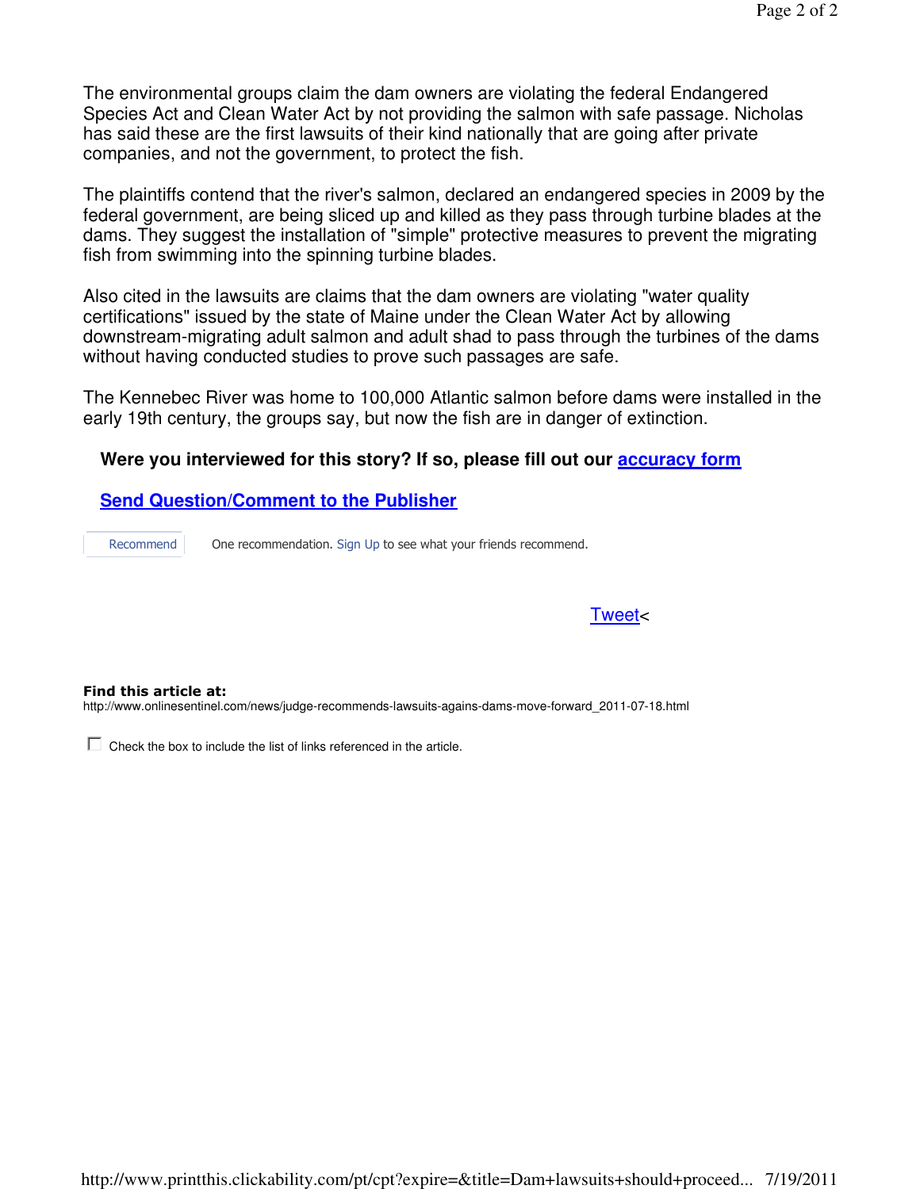The environmental groups claim the dam owners are violating the federal Endangered Species Act and Clean Water Act by not providing the salmon with safe passage. Nicholas has said these are the first lawsuits of their kind nationally that are going after private companies, and not the government, to protect the fish.

The plaintiffs contend that the river's salmon, declared an endangered species in 2009 by the federal government, are being sliced up and killed as they pass through turbine blades at the dams. They suggest the installation of "simple" protective measures to prevent the migrating fish from swimming into the spinning turbine blades.

Also cited in the lawsuits are claims that the dam owners are violating "water quality certifications" issued by the state of Maine under the Clean Water Act by allowing downstream-migrating adult salmon and adult shad to pass through the turbines of the dams without having conducted studies to prove such passages are safe.

The Kennebec River was home to 100,000 Atlantic salmon before dams were installed in the early 19th century, the groups say, but now the fish are in danger of extinction.

**Were you interviewed for this story? If so, please fill out our accuracy form**

**Send Question/Comment to the Publisher**

Recommend One recommendation. Sign Up to see what your friends recommend.

Tweet<

**Find this article at:**
http://www.onlinesentinel.com/news/judge-recommends-lawsuits-agains-dams-move-forward_2011-07-18.html

Check the box to include the list of links referenced in the article.